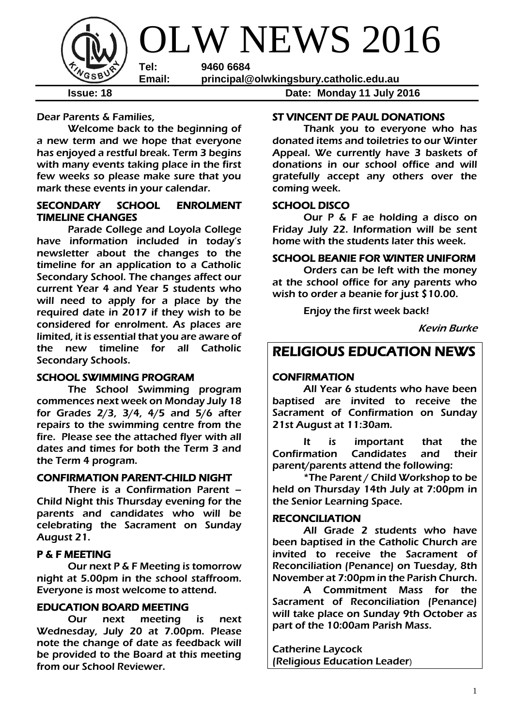# OLW NEWS 2016

**Tel:** 9460 6684
**Email:** principal@olwkingsbury.catholic.edu.au

**Issue: 18** **Date: Monday 11 July 2016**

Dear Parents & Families,

Welcome back to the beginning of a new term and we hope that everyone has enjoyed a restful break. Term 3 begins with many events taking place in the first few weeks so please make sure that you mark these events in your calendar.

## SECONDARY SCHOOL ENROLMENT TIMELINE CHANGES

Parade College and Loyola College have information included in today's newsletter about the changes to the timeline for an application to a Catholic Secondary School. The changes affect our current Year 4 and Year 5 students who will need to apply for a place by the required date in 2017 if they wish to be considered for enrolment. As places are limited, it is essential that you are aware of the new timeline for all Catholic Secondary Schools.

## SCHOOL SWIMMING PROGRAM

The School Swimming program commences next week on Monday July 18 for Grades 2/3, 3/4, 4/5 and 5/6 after repairs to the swimming centre from the fire. Please see the attached flyer with all dates and times for both the Term 3 and the Term 4 program.

## CONFIRMATION PARENT-CHILD NIGHT

There is a Confirmation Parent – Child Night this Thursday evening for the parents and candidates who will be celebrating the Sacrament on Sunday August 21.

## P & F MEETING

Our next P & F Meeting is tomorrow night at 5.00pm in the school staffroom. Everyone is most welcome to attend.

## EDUCATION BOARD MEETING

Our next meeting is next Wednesday, July 20 at 7.00pm. Please note the change of date as feedback will be provided to the Board at this meeting from our School Reviewer.

## ST VINCENT DE PAUL DONATIONS

Thank you to everyone who has donated items and toiletries to our Winter Appeal. We currently have 3 baskets of donations in our school office and will gratefully accept any others over the coming week.

## SCHOOL DISCO

Our P & F ae holding a disco on Friday July 22. Information will be sent home with the students later this week.

## SCHOOL BEANIE FOR WINTER UNIFORM

Orders can be left with the money at the school office for any parents who wish to order a beanie for just $10.00.

Enjoy the first week back!

*Kevin Burke*

# RELIGIOUS EDUCATION NEWS

## CONFIRMATION

All Year 6 students who have been baptised are invited to receive the Sacrament of Confirmation on Sunday 21st August at 11:30am.

It is important that the Confirmation Candidates and their parent/parents attend the following:

*The Parent / Child Workshop to be held on Thursday 14th July at 7:00pm in the Senior Learning Space.

## RECONCILIATION

All Grade 2 students who have been baptised in the Catholic Church are invited to receive the Sacrament of Reconciliation (Penance) on Tuesday, 8th November at 7:00pm in the Parish Church.

A Commitment Mass for the Sacrament of Reconciliation (Penance) will take place on Sunday 9th October as part of the 10:00am Parish Mass.

Catherine Laycock
(Religious Education Leader)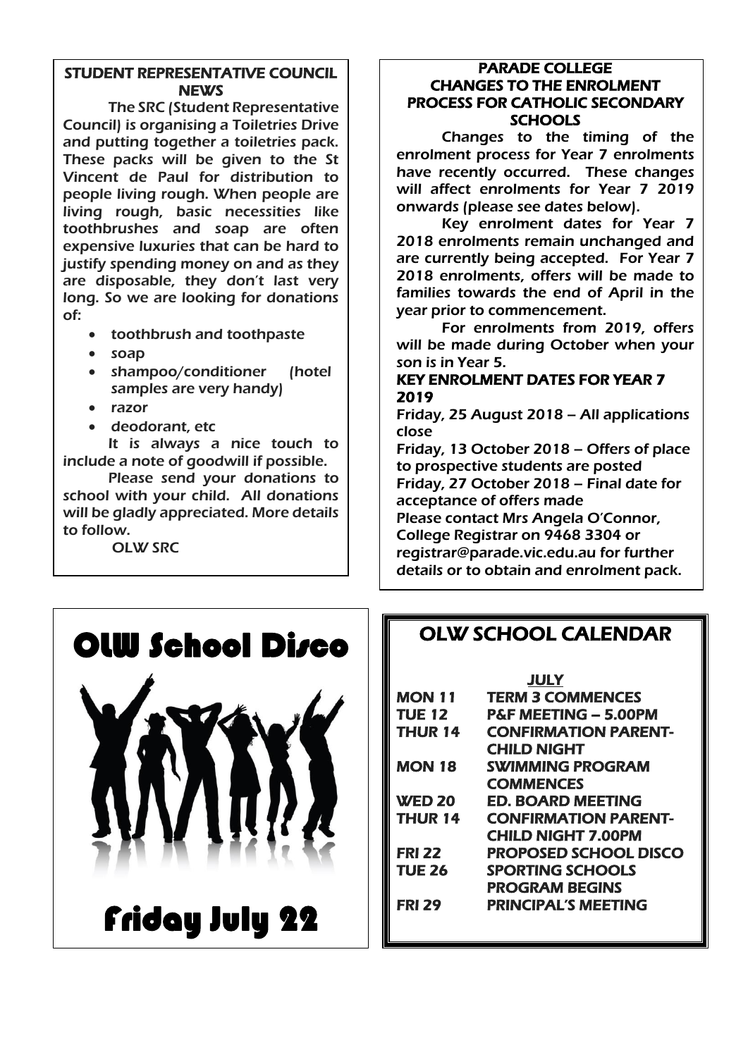## STUDENT REPRESENTATIVE COUNCIL NEWS

The SRC (Student Representative Council) is organising a Toiletries Drive and putting together a toiletries pack. These packs will be given to the St Vincent de Paul for distribution to people living rough. When people are living rough, basic necessities like toothbrushes and soap are often expensive luxuries that can be hard to justify spending money on and as they are disposable, they don't last very long. So we are looking for donations of:

- toothbrush and toothpaste
- soap
- shampoo/conditioner (hotel samples are very handy)
- razor
- deodorant, etc

It is always a nice touch to include a note of goodwill if possible.

Please send your donations to school with your child. All donations will be gladly appreciated. More details to follow.

OLW SRC

## PARADE COLLEGE
## CHANGES TO THE ENROLMENT PROCESS FOR CATHOLIC SECONDARY SCHOOLS

Changes to the timing of the enrolment process for Year 7 enrolments have recently occurred. These changes will affect enrolments for Year 7 2019 onwards (please see dates below).

Key enrolment dates for Year 7 2018 enrolments remain unchanged and are currently being accepted. For Year 7 2018 enrolments, offers will be made to families towards the end of April in the year prior to commencement.

For enrolments from 2019, offers will be made during October when your son is in Year 5.

### KEY ENROLMENT DATES FOR YEAR 7 2019

Friday, 25 August 2018 – All applications close

Friday, 13 October 2018 – Offers of place to prospective students are posted

Friday, 27 October 2018 – Final date for acceptance of offers made

Please contact Mrs Angela O'Connor, College Registrar on 9468 3304 or registrar@parade.vic.edu.au for further details or to obtain and enrolment pack.

## OLW School Disco

**Friday July 22**

## OLW SCHOOL CALENDAR

**JULY**

| | |
|---|---|
| MON 11 | TERM 3 COMMENCES |
| TUE 12 | P&F MEETING – 5.00PM |
| THUR 14 | CONFIRMATION PARENT-CHILD NIGHT |
| MON 18 | SWIMMING PROGRAM COMMENCES |
| WED 20 | ED. BOARD MEETING |
| THUR 14 | CONFIRMATION PARENT-CHILD NIGHT 7.00PM |
| FRI 22 | PROPOSED SCHOOL DISCO |
| TUE 26 | SPORTING SCHOOLS PROGRAM BEGINS |
| FRI 29 | PRINCIPAL'S MEETING |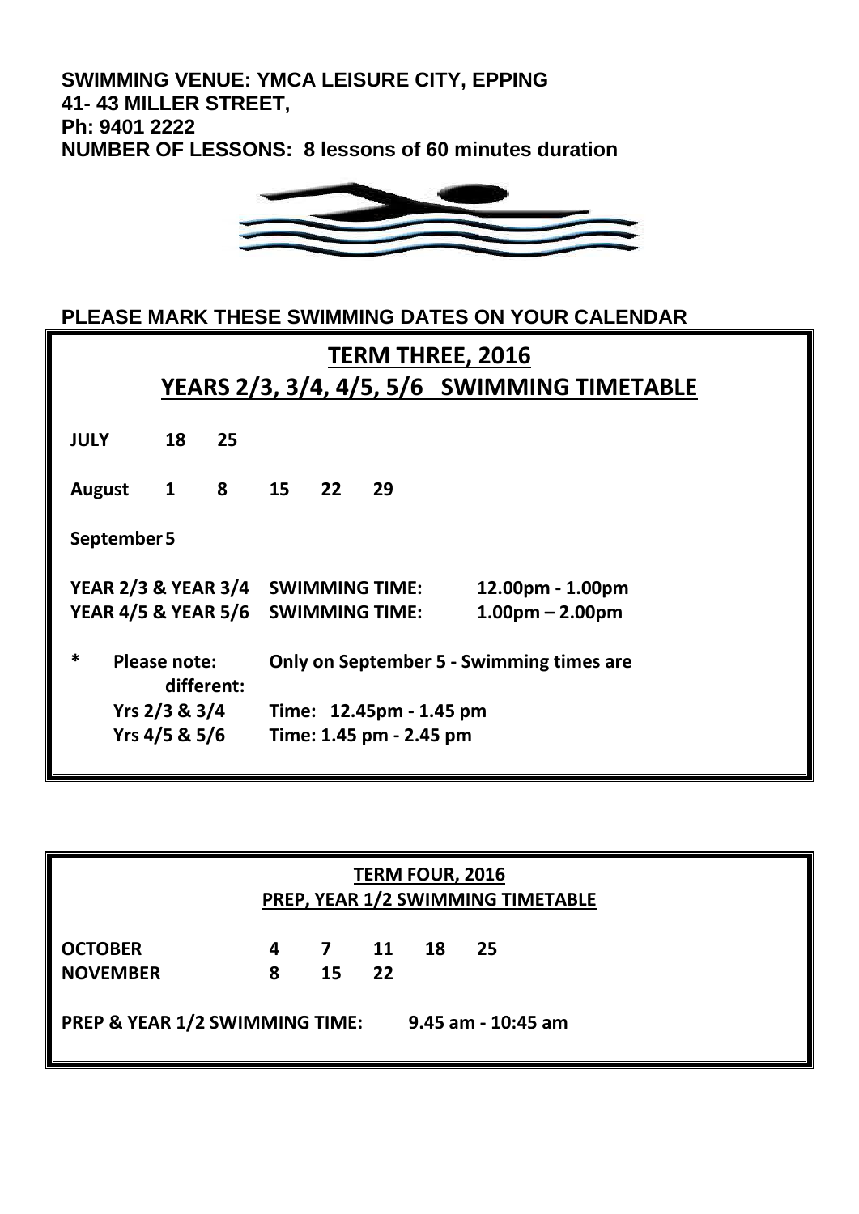**SWIMMING VENUE: YMCA LEISURE CITY, EPPING**
**41- 43 MILLER STREET,**
**Ph: 9401 2222**
**NUMBER OF LESSONS: 8 lessons of 60 minutes duration**

**PLEASE MARK THESE SWIMMING DATES ON YOUR CALENDAR**

## TERM THREE, 2016
## YEARS 2/3, 3/4, 4/5, 5/6 SWIMMING TIMETABLE

| | | | | | |
|---|---|---|---|---|---|
| **JULY** | **18** | **25** | | | |
| **August** | **1** | **8** | **15** | **22** | **29** |
| **September** | **5** | | | | |

**YEAR 2/3 & YEAR 3/4 SWIMMING TIME: 12.00pm - 1.00pm**
**YEAR 4/5 & YEAR 5/6 SWIMMING TIME: 1.00pm – 2.00pm**

**\* Please note: Only on September 5 - Swimming times are different:**
**Yrs 2/3 & 3/4 Time: 12.45pm - 1.45 pm**
**Yrs 4/5 & 5/6 Time: 1.45 pm - 2.45 pm**

## TERM FOUR, 2016
## PREP, YEAR 1/2 SWIMMING TIMETABLE

| | | | | | |
|---|---|---|---|---|---|
| **OCTOBER** | **4** | **7** | **11** | **18** | **25** |
| **NOVEMBER** | **8** | **15** | **22** | | |

**PREP & YEAR 1/2 SWIMMING TIME: 9.45 am - 10:45 am**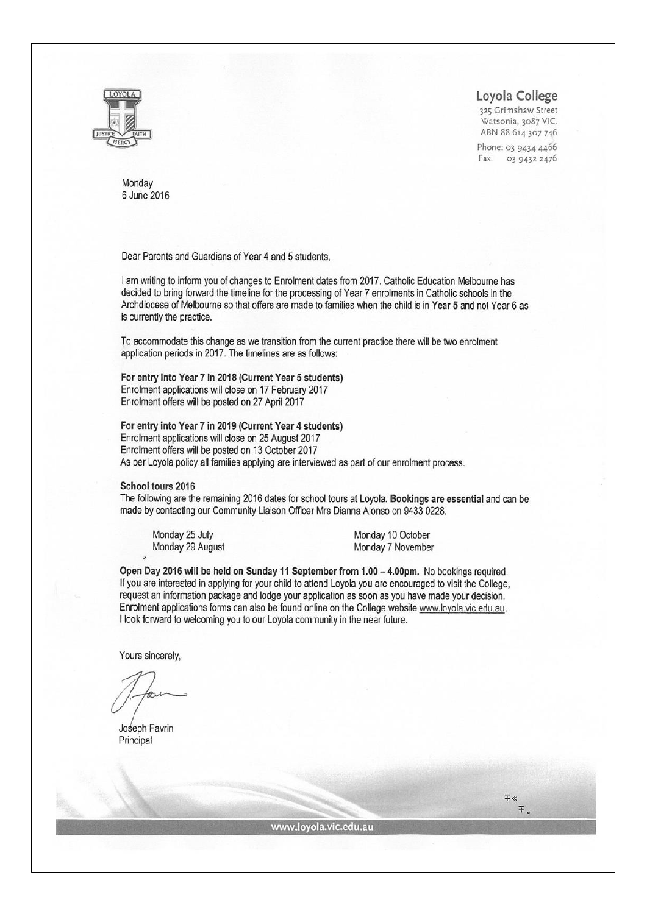**Loyola College**
325 Grimshaw Street
Watsonia, 3087 VIC.
ABN 88 614 307 746
Phone: 03 9434 4466
Fax: 03 9432 2476

Monday
6 June 2016

Dear Parents and Guardians of Year 4 and 5 students,

I am writing to inform you of changes to Enrolment dates from 2017. Catholic Education Melbourne has decided to bring forward the timeline for the processing of Year 7 enrolments in Catholic schools in the Archdiocese of Melbourne so that offers are made to families when the child is in **Year 5** and not Year 6 as is currently the practice.

To accommodate this change as we transition from the current practice there will be two enrolment application periods in 2017. The timelines are as follows:

**For entry into Year 7 in 2018 (Current Year 5 students)**
Enrolment applications will close on 17 February 2017
Enrolment offers will be posted on 27 April 2017

**For entry into Year 7 in 2019 (Current Year 4 students)**
Enrolment applications will close on 25 August 2017
Enrolment offers will be posted on 13 October 2017
As per Loyola policy all families applying are interviewed as part of our enrolment process.

**School tours 2016**
The following are the remaining 2016 dates for school tours at Loyola. **Bookings are essential** and can be made by contacting our Community Liaison Officer Mrs Dianna Alonso on 9433 0228.

- Monday 25 July
- Monday 29 August
- Monday 10 October
- Monday 7 November

**Open Day 2016 will be held on Sunday 11 September from 1.00 – 4.00pm.** No bookings required. If you are interested in applying for your child to attend Loyola you are encouraged to visit the College, request an information package and lodge your application as soon as you have made your decision. Enrolment applications forms can also be found online on the College website www.loyola.vic.edu.au. I look forward to welcoming you to our Loyola community in the near future.

Yours sincerely,

Joseph Favrin
Principal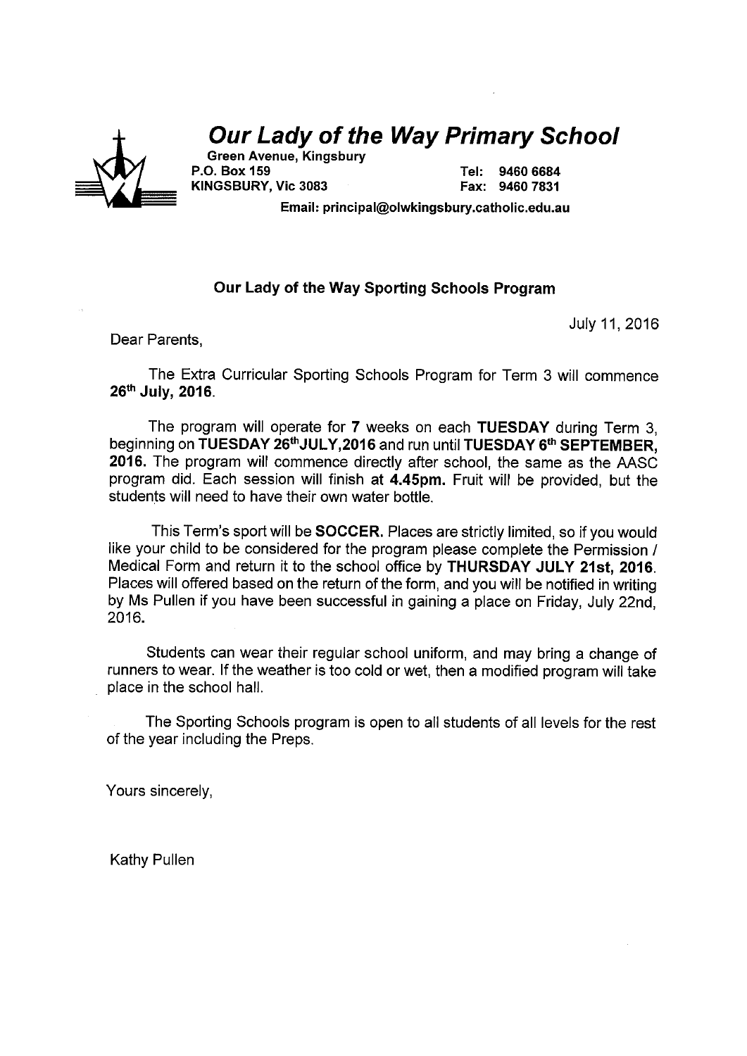# *Our Lady of the Way Primary School*

**Green Avenue, Kingsbury**
**P.O. Box 159** — **Tel: 9460 6684**
**KINGSBURY, Vic 3083** — **Fax: 9460 7831**
**Email: principal@olwkingsbury.catholic.edu.au**

### Our Lady of the Way Sporting Schools Program

July 11, 2016

Dear Parents,

The Extra Curricular Sporting Schools Program for Term 3 will commence **26th July, 2016**.

The program will operate for **7** weeks on each **TUESDAY** during Term 3, beginning on **TUESDAY 26th JULY, 2016** and run until **TUESDAY 6th SEPTEMBER, 2016.** The program will commence directly after school, the same as the AASC program did. Each session will finish **at 4.45pm.** Fruit will be provided, but the students will need to have their own water bottle.

This Term's sport will be **SOCCER.** Places are strictly limited, so if you would like your child to be considered for the program please complete the Permission / Medical Form and return it to the school office by **THURSDAY JULY 21st, 2016**. Places will offered based on the return of the form, and you will be notified in writing by Ms Pullen if you have been successful in gaining a place on Friday, July 22nd, 2016.

Students can wear their regular school uniform, and may bring a change of runners to wear. If the weather is too cold or wet, then a modified program will take place in the school hall.

The Sporting Schools program is open to all students of all levels for the rest of the year including the Preps.

Yours sincerely,

Kathy Pullen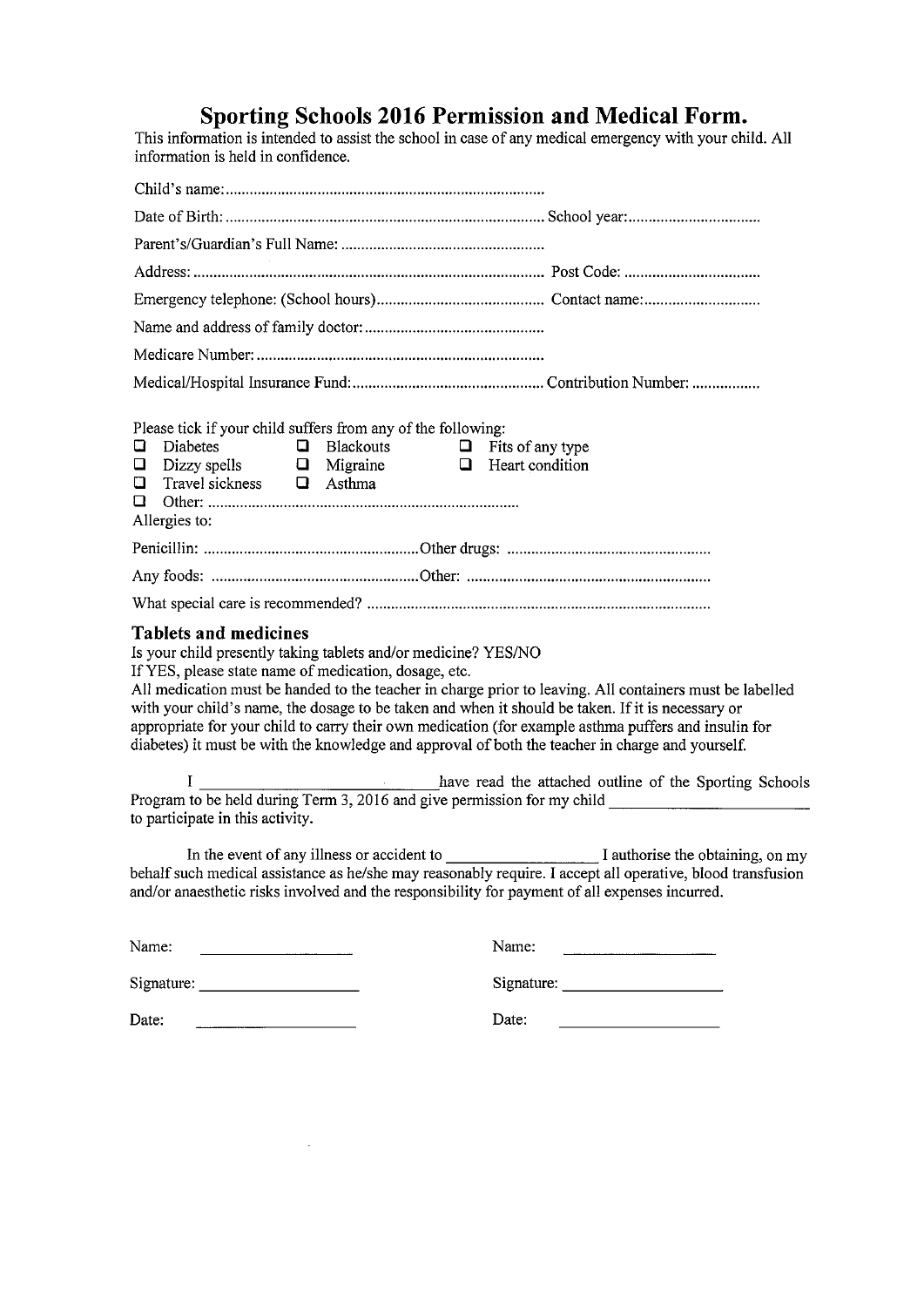# Sporting Schools 2016 Permission and Medical Form.

This information is intended to assist the school in case of any medical emergency with your child. All information is held in confidence.

Child's name:................................................................................

Date of Birth:............................................................................... School year:.................................

Parent's/Guardian's Full Name: ..................................................

Address: ....................................................................................... Post Code: ..................................

Emergency telephone: (School hours).......................................... Contact name:.............................

Name and address of family doctor:............................................

Medicare Number:........................................................................

Medical/Hospital Insurance Fund:................................................ Contribution Number: .................

Please tick if your child suffers from any of the following:

- ☐ Diabetes
- ☐ Blackouts
- ☐ Fits of any type
- ☐ Dizzy spells
- ☐ Migraine
- ☐ Heart condition
- ☐ Travel sickness
- ☐ Asthma
- ☐ Other: .............................................................................

Allergies to:

Penicillin: .....................................................Other drugs: ..................................................

Any foods: ...................................................Other: .............................................................

What special care is recommended? .....................................................................................

### Tablets and medicines

Is your child presently taking tablets and/or medicine? YES/NO

If YES, please state name of medication, dosage, etc.

All medication must be handed to the teacher in charge prior to leaving. All containers must be labelled with your child's name, the dosage to be taken and when it should be taken. If it is necessary or appropriate for your child to carry their own medication (for example asthma puffers and insulin for diabetes) it must be with the knowledge and approval of both the teacher in charge and yourself.

I ____________________________ have read the attached outline of the Sporting Schools Program to be held during Term 3, 2016 and give permission for my child ______________________ to participate in this activity.

In the event of any illness or accident to __________________ I authorise the obtaining, on my behalf such medical assistance as he/she may reasonably require. I accept all operative, blood transfusion and/or anaesthetic risks involved and the responsibility for payment of all expenses incurred.

Name: ____________________

Signature: ____________________

Date: ____________________

Name: ____________________

Signature: ____________________

Date: ____________________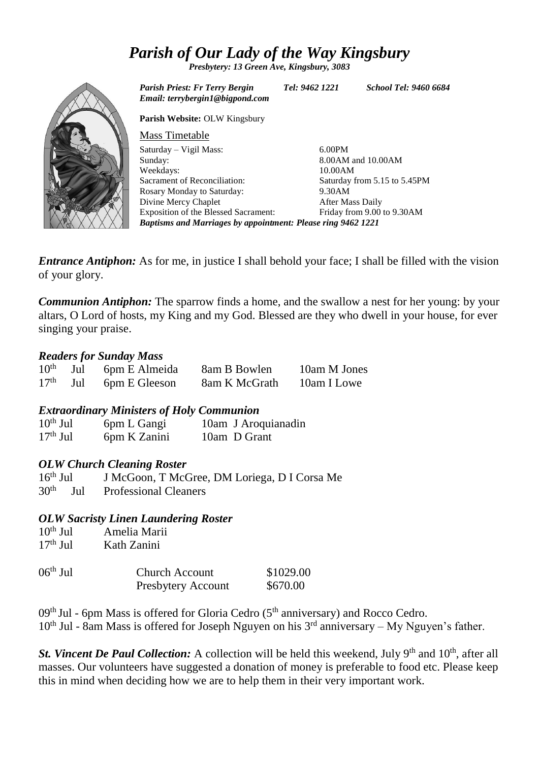# *Parish of Our Lady of the Way Kingsbury*

***Presbytery: 13 Green Ave, Kingsbury, 3083***

*Parish Priest: Fr Terry Bergin* *Tel: 9462 1221* *School Tel: 9460 6684*
*Email: terrybergin1@bigpond.com*

**Parish Website:** OLW Kingsbury

Mass Timetable

| | |
|---|---|
| Saturday – Vigil Mass: | 6.00PM |
| Sunday: | 8.00AM and 10.00AM |
| Weekdays: | 10.00AM |
| Sacrament of Reconciliation: | Saturday from 5.15 to 5.45PM |
| Rosary Monday to Saturday: | 9.30AM |
| Divine Mercy Chaplet | After Mass Daily |
| Exposition of the Blessed Sacrament: | Friday from 9.00 to 9.30AM |

***Baptisms and Marriages by appointment: Please ring 9462 1221***

***Entrance Antiphon:*** As for me, in justice I shall behold your face; I shall be filled with the vision of your glory.

***Communion Antiphon:*** The sparrow finds a home, and the swallow a nest for her young: by your altars, O Lord of hosts, my King and my God. Blessed are they who dwell in your house, for ever singing your praise.

### *Readers for Sunday Mass*

| | | | |
|---|---|---|---|
| 10th Jul | 6pm E Almeida | 8am B Bowlen | 10am M Jones |
| 17th Jul | 6pm E Gleeson | 8am K McGrath | 10am I Lowe |

### *Extraordinary Ministers of Holy Communion*

| | | |
|---|---|---|
| 10th Jul | 6pm L Gangi | 10am J Aroquianadin |
| 17th Jul | 6pm K Zanini | 10am D Grant |

### *OLW Church Cleaning Roster*

| | |
|---|---|
| 16th Jul | J McGoon, T McGree, DM Loriega, D I Corsa Me |
| 30th Jul | Professional Cleaners |

### *OLW Sacristy Linen Laundering Roster*

| | |
|---|---|
| 10th Jul | Amelia Marii |
| 17th Jul | Kath Zanini |

| | | |
|---|---|---|
| 06th Jul | Church Account | $1029.00 |
| | Presbytery Account | $670.00 |

09th Jul - 6pm Mass is offered for Gloria Cedro (5th anniversary) and Rocco Cedro.
10th Jul - 8am Mass is offered for Joseph Nguyen on his 3rd anniversary – My Nguyen's father.

***St. Vincent De Paul Collection:*** A collection will be held this weekend, July 9th and 10th, after all masses. Our volunteers have suggested a donation of money is preferable to food etc. Please keep this in mind when deciding how we are to help them in their very important work.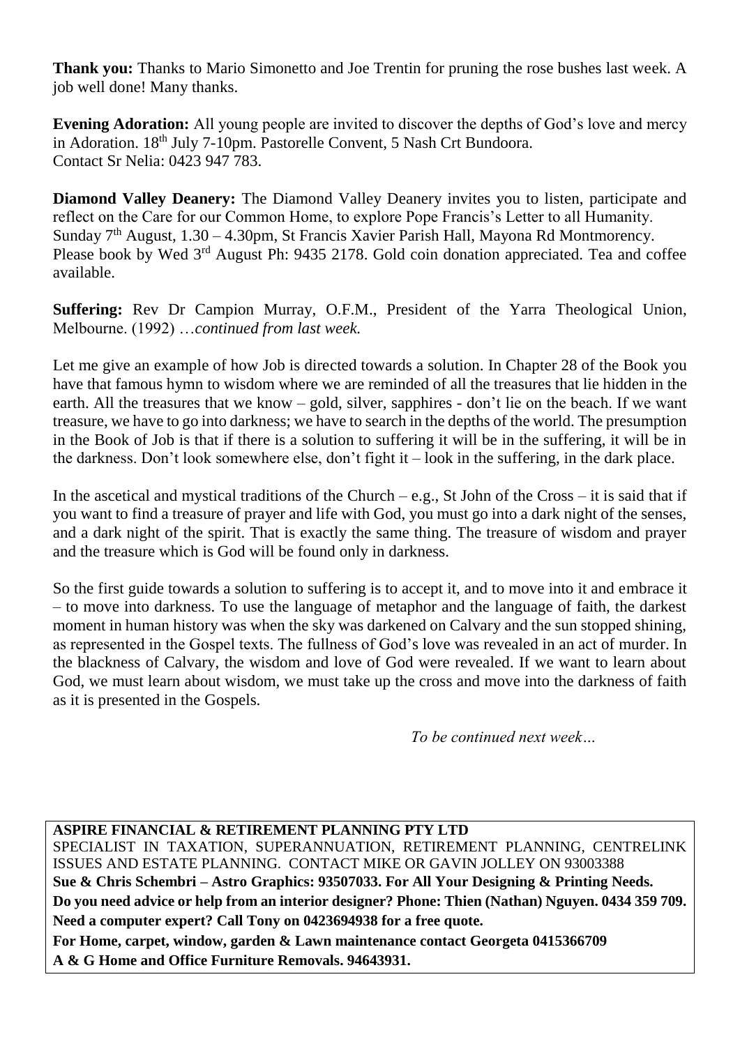**Thank you:** Thanks to Mario Simonetto and Joe Trentin for pruning the rose bushes last week. A job well done! Many thanks.

**Evening Adoration:** All young people are invited to discover the depths of God's love and mercy in Adoration. 18th July 7-10pm. Pastorelle Convent, 5 Nash Crt Bundoora. Contact Sr Nelia: 0423 947 783.

**Diamond Valley Deanery:** The Diamond Valley Deanery invites you to listen, participate and reflect on the Care for our Common Home, to explore Pope Francis's Letter to all Humanity. Sunday 7th August, 1.30 – 4.30pm, St Francis Xavier Parish Hall, Mayona Rd Montmorency. Please book by Wed 3rd August Ph: 9435 2178. Gold coin donation appreciated. Tea and coffee available.

**Suffering:** Rev Dr Campion Murray, O.F.M., President of the Yarra Theological Union, Melbourne. (1992) …*continued from last week.*

Let me give an example of how Job is directed towards a solution. In Chapter 28 of the Book you have that famous hymn to wisdom where we are reminded of all the treasures that lie hidden in the earth. All the treasures that we know – gold, silver, sapphires - don't lie on the beach. If we want treasure, we have to go into darkness; we have to search in the depths of the world. The presumption in the Book of Job is that if there is a solution to suffering it will be in the suffering, it will be in the darkness. Don't look somewhere else, don't fight it – look in the suffering, in the dark place.

In the ascetical and mystical traditions of the Church – e.g., St John of the Cross – it is said that if you want to find a treasure of prayer and life with God, you must go into a dark night of the senses, and a dark night of the spirit. That is exactly the same thing. The treasure of wisdom and prayer and the treasure which is God will be found only in darkness.

So the first guide towards a solution to suffering is to accept it, and to move into it and embrace it – to move into darkness. To use the language of metaphor and the language of faith, the darkest moment in human history was when the sky was darkened on Calvary and the sun stopped shining, as represented in the Gospel texts. The fullness of God's love was revealed in an act of murder. In the blackness of Calvary, the wisdom and love of God were revealed. If we want to learn about God, we must learn about wisdom, we must take up the cross and move into the darkness of faith as it is presented in the Gospels.

*To be continued next week…*

**ASPIRE FINANCIAL & RETIREMENT PLANNING PTY LTD**
SPECIALIST IN TAXATION, SUPERANNUATION, RETIREMENT PLANNING, CENTRELINK ISSUES AND ESTATE PLANNING. CONTACT MIKE OR GAVIN JOLLEY ON 93003388
**Sue & Chris Schembri – Astro Graphics: 93507033. For All Your Designing & Printing Needs.**
**Do you need advice or help from an interior designer? Phone: Thien (Nathan) Nguyen. 0434 359 709.**
**Need a computer expert? Call Tony on 0423694938 for a free quote.**
**For Home, carpet, window, garden & Lawn maintenance contact Georgeta 0415366709**
**A & G Home and Office Furniture Removals. 94643931.**